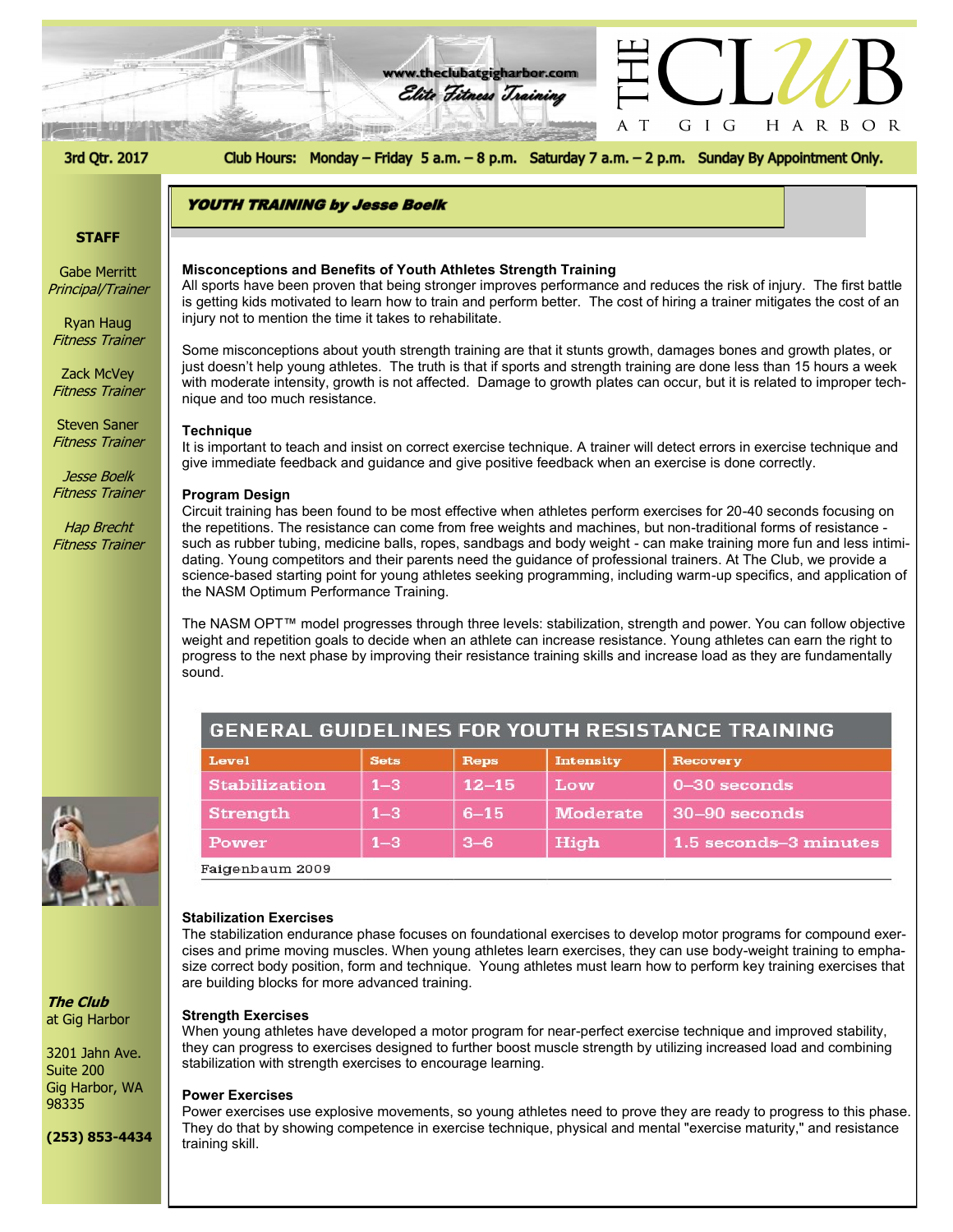# THE CLUB AT GIG HARBOR

www.theclubatgigharbor.com
Elite Fitness Training

3rd Qtr. 2017

Club Hours: Monday – Friday 5 a.m. – 8 p.m. Saturday 7 a.m. – 2 p.m. Sunday By Appointment Only.

**STAFF**

Gabe Merritt
*Principal/Trainer*

Ryan Haug
*Fitness Trainer*

Zack McVey
*Fitness Trainer*

Steven Saner
*Fitness Trainer*

*Jesse Boelk*
*Fitness Trainer*

*Hap Brecht*
*Fitness Trainer*

***The Club***
at Gig Harbor

3201 Jahn Ave.
Suite 200
Gig Harbor, WA
98335

**(253) 853-4434**

## YOUTH TRAINING by Jesse Boelk

### Misconceptions and Benefits of Youth Athletes Strength Training

All sports have been proven that being stronger improves performance and reduces the risk of injury. The first battle is getting kids motivated to learn how to train and perform better. The cost of hiring a trainer mitigates the cost of an injury not to mention the time it takes to rehabilitate.

Some misconceptions about youth strength training are that it stunts growth, damages bones and growth plates, or just doesn't help young athletes. The truth is that if sports and strength training are done less than 15 hours a week with moderate intensity, growth is not affected. Damage to growth plates can occur, but it is related to improper technique and too much resistance.

### Technique

It is important to teach and insist on correct exercise technique. A trainer will detect errors in exercise technique and give immediate feedback and guidance and give positive feedback when an exercise is done correctly.

### Program Design

Circuit training has been found to be most effective when athletes perform exercises for 20-40 seconds focusing on the repetitions. The resistance can come from free weights and machines, but non-traditional forms of resistance - such as rubber tubing, medicine balls, ropes, sandbags and body weight - can make training more fun and less intimidating. Young competitors and their parents need the guidance of professional trainers. At The Club, we provide a science-based starting point for young athletes seeking programming, including warm-up specifics, and application of the NASM Optimum Performance Training.

The NASM OPT™ model progresses through three levels: stabilization, strength and power. You can follow objective weight and repetition goals to decide when an athlete can increase resistance. Young athletes can earn the right to progress to the next phase by improving their resistance training skills and increase load as they are fundamentally sound.

**GENERAL GUIDELINES FOR YOUTH RESISTANCE TRAINING**

| Level | Sets | Reps | Intensity | Recovery |
|---|---|---|---|---|
| Stabilization | 1–3 | 12–15 | Low | 0–30 seconds |
| Strength | 1–3 | 6–15 | Moderate | 30–90 seconds |
| Power | 1–3 | 3–6 | High | 1.5 seconds–3 minutes |

Faigenbaum 2009

### Stabilization Exercises

The stabilization endurance phase focuses on foundational exercises to develop motor programs for compound exercises and prime moving muscles. When young athletes learn exercises, they can use body-weight training to emphasize correct body position, form and technique. Young athletes must learn how to perform key training exercises that are building blocks for more advanced training.

### Strength Exercises

When young athletes have developed a motor program for near-perfect exercise technique and improved stability, they can progress to exercises designed to further boost muscle strength by utilizing increased load and combining stabilization with strength exercises to encourage learning.

### Power Exercises

Power exercises use explosive movements, so young athletes need to prove they are ready to progress to this phase. They do that by showing competence in exercise technique, physical and mental "exercise maturity," and resistance training skill.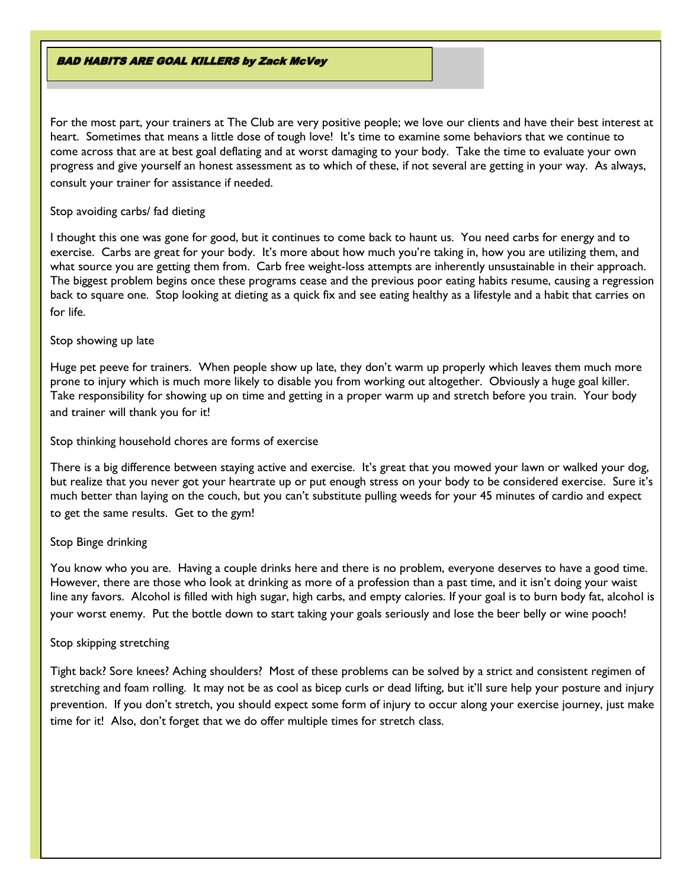## *BAD HABITS ARE GOAL KILLERS by Zack McVey*

For the most part, your trainers at The Club are very positive people; we love our clients and have their best interest at heart. Sometimes that means a little dose of tough love! It's time to examine some behaviors that we continue to come across that are at best goal deflating and at worst damaging to your body. Take the time to evaluate your own progress and give yourself an honest assessment as to which of these, if not several are getting in your way. As always, consult your trainer for assistance if needed.

### Stop avoiding carbs/ fad dieting

I thought this one was gone for good, but it continues to come back to haunt us. You need carbs for energy and to exercise. Carbs are great for your body. It's more about how much you're taking in, how you are utilizing them, and what source you are getting them from. Carb free weight-loss attempts are inherently unsustainable in their approach. The biggest problem begins once these programs cease and the previous poor eating habits resume, causing a regression back to square one. Stop looking at dieting as a quick fix and see eating healthy as a lifestyle and a habit that carries on for life.

### Stop showing up late

Huge pet peeve for trainers. When people show up late, they don't warm up properly which leaves them much more prone to injury which is much more likely to disable you from working out altogether. Obviously a huge goal killer. Take responsibility for showing up on time and getting in a proper warm up and stretch before you train. Your body and trainer will thank you for it!

### Stop thinking household chores are forms of exercise

There is a big difference between staying active and exercise. It's great that you mowed your lawn or walked your dog, but realize that you never got your heartrate up or put enough stress on your body to be considered exercise. Sure it's much better than laying on the couch, but you can't substitute pulling weeds for your 45 minutes of cardio and expect to get the same results. Get to the gym!

### Stop Binge drinking

You know who you are. Having a couple drinks here and there is no problem, everyone deserves to have a good time. However, there are those who look at drinking as more of a profession than a past time, and it isn't doing your waist line any favors. Alcohol is filled with high sugar, high carbs, and empty calories. If your goal is to burn body fat, alcohol is your worst enemy. Put the bottle down to start taking your goals seriously and lose the beer belly or wine pooch!

### Stop skipping stretching

Tight back? Sore knees? Aching shoulders? Most of these problems can be solved by a strict and consistent regimen of stretching and foam rolling. It may not be as cool as bicep curls or dead lifting, but it'll sure help your posture and injury prevention. If you don't stretch, you should expect some form of injury to occur along your exercise journey, just make time for it! Also, don't forget that we do offer multiple times for stretch class.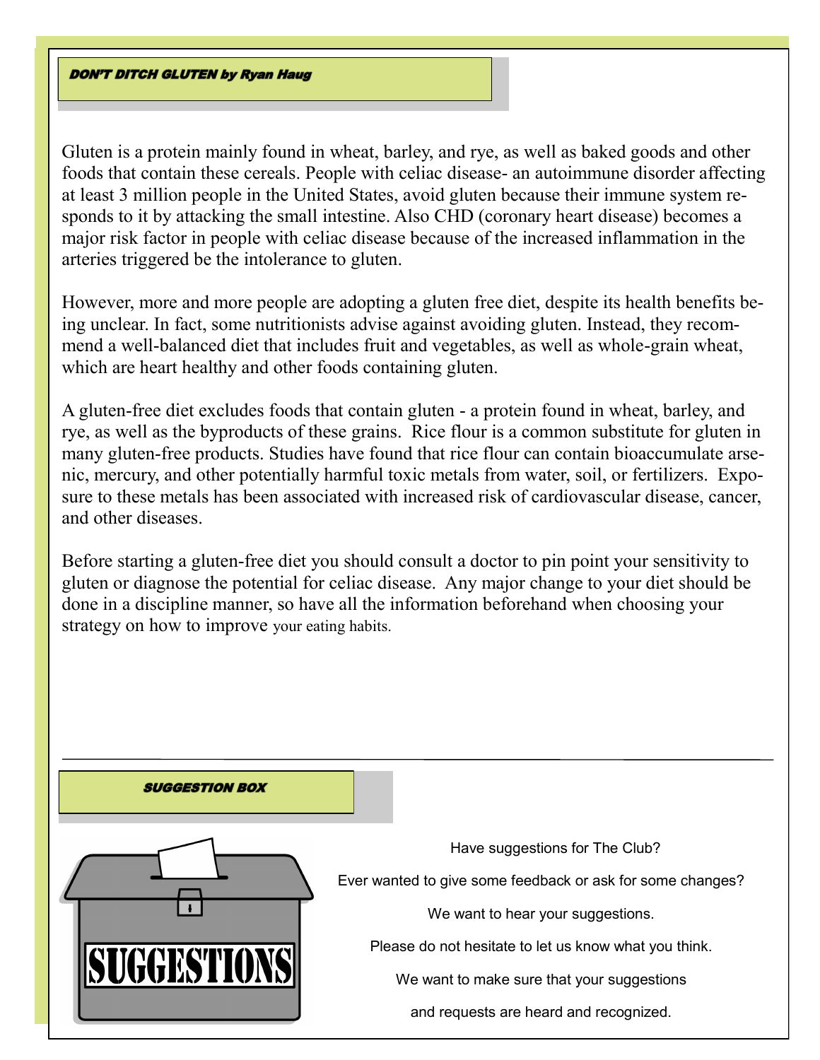## DON'T DITCH GLUTEN by Ryan Haug

Gluten is a protein mainly found in wheat, barley, and rye, as well as baked goods and other foods that contain these cereals. People with celiac disease- an autoimmune disorder affecting at least 3 million people in the United States, avoid gluten because their immune system responds to it by attacking the small intestine. Also CHD (coronary heart disease) becomes a major risk factor in people with celiac disease because of the increased inflammation in the arteries triggered be the intolerance to gluten.

However, more and more people are adopting a gluten free diet, despite its health benefits being unclear. In fact, some nutritionists advise against avoiding gluten. Instead, they recommend a well-balanced diet that includes fruit and vegetables, as well as whole-grain wheat, which are heart healthy and other foods containing gluten.

A gluten-free diet excludes foods that contain gluten - a protein found in wheat, barley, and rye, as well as the byproducts of these grains. Rice flour is a common substitute for gluten in many gluten-free products. Studies have found that rice flour can contain bioaccumulate arsenic, mercury, and other potentially harmful toxic metals from water, soil, or fertilizers. Exposure to these metals has been associated with increased risk of cardiovascular disease, cancer, and other diseases.

Before starting a gluten-free diet you should consult a doctor to pin point your sensitivity to gluten or diagnose the potential for celiac disease. Any major change to your diet should be done in a discipline manner, so have all the information beforehand when choosing your strategy on how to improve your eating habits.

---

## SUGGESTION BOX

SUGGESTIONS

Have suggestions for The Club?

Ever wanted to give some feedback or ask for some changes?

We want to hear your suggestions.

Please do not hesitate to let us know what you think.

We want to make sure that your suggestions and requests are heard and recognized.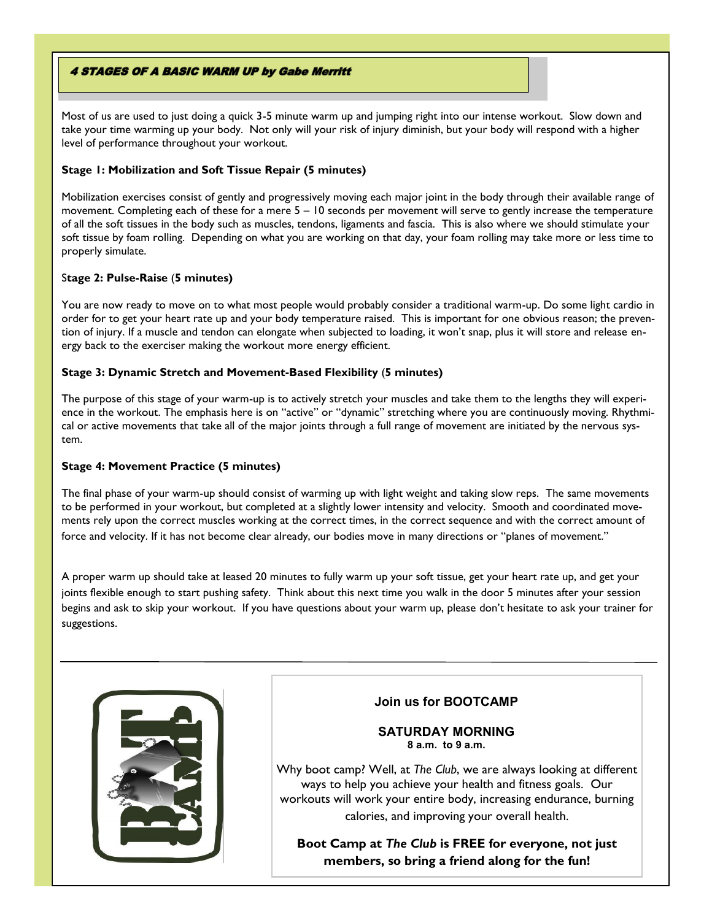## 4 STAGES OF A BASIC WARM UP by Gabe Merritt

Most of us are used to just doing a quick 3-5 minute warm up and jumping right into our intense workout. Slow down and take your time warming up your body. Not only will your risk of injury diminish, but your body will respond with a higher level of performance throughout your workout.

**Stage 1: Mobilization and Soft Tissue Repair (5 minutes)**

Mobilization exercises consist of gently and progressively moving each major joint in the body through their available range of movement. Completing each of these for a mere 5 – 10 seconds per movement will serve to gently increase the temperature of all the soft tissues in the body such as muscles, tendons, ligaments and fascia. This is also where we should stimulate your soft tissue by foam rolling. Depending on what you are working on that day, your foam rolling may take more or less time to properly simulate.

**Stage 2: Pulse-Raise (5 minutes)**

You are now ready to move on to what most people would probably consider a traditional warm-up. Do some light cardio in order for to get your heart rate up and your body temperature raised. This is important for one obvious reason; the prevention of injury. If a muscle and tendon can elongate when subjected to loading, it won't snap, plus it will store and release energy back to the exerciser making the workout more energy efficient.

**Stage 3: Dynamic Stretch and Movement-Based Flexibility (5 minutes)**

The purpose of this stage of your warm-up is to actively stretch your muscles and take them to the lengths they will experience in the workout. The emphasis here is on "active" or "dynamic" stretching where you are continuously moving. Rhythmical or active movements that take all of the major joints through a full range of movement are initiated by the nervous system.

**Stage 4: Movement Practice (5 minutes)**

The final phase of your warm-up should consist of warming up with light weight and taking slow reps. The same movements to be performed in your workout, but completed at a slightly lower intensity and velocity. Smooth and coordinated movements rely upon the correct muscles working at the correct times, in the correct sequence and with the correct amount of force and velocity. If it has not become clear already, our bodies move in many directions or "planes of movement."

A proper warm up should take at leased 20 minutes to fully warm up your soft tissue, get your heart rate up, and get your joints flexible enough to start pushing safety. Think about this next time you walk in the door 5 minutes after your session begins and ask to skip your workout. If you have questions about your warm up, please don't hesitate to ask your trainer for suggestions.

---

**Join us for BOOTCAMP**

**SATURDAY MORNING**
**8 a.m. to 9 a.m.**

Why boot camp? Well, at *The Club*, we are always looking at different ways to help you achieve your health and fitness goals. Our workouts will work your entire body, increasing endurance, burning calories, and improving your overall health.

**Boot Camp at *The Club* is FREE for everyone, not just members, so bring a friend along for the fun!**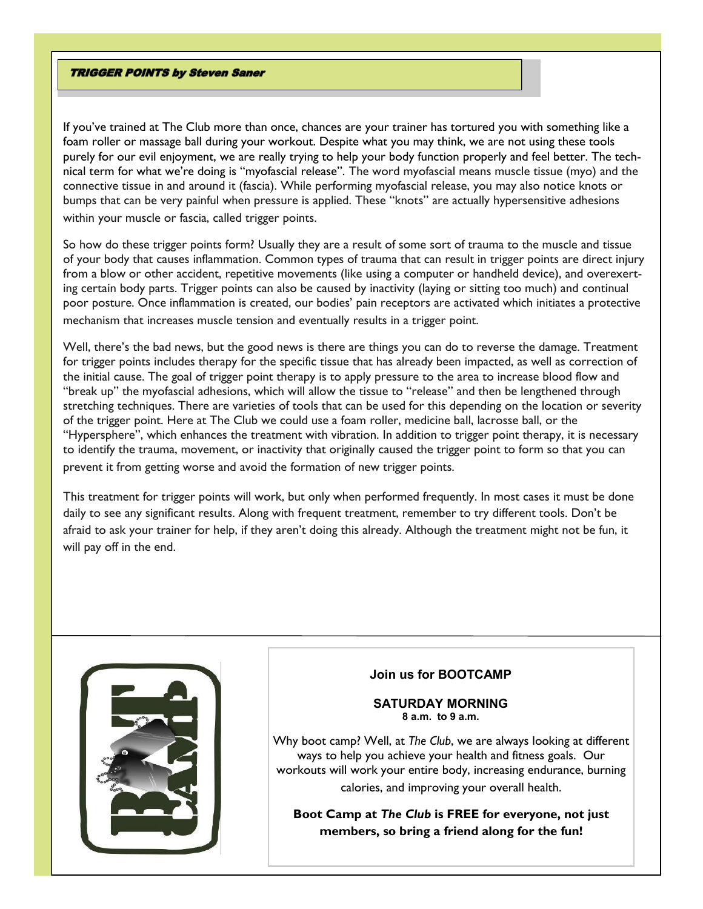## *TRIGGER POINTS by Steven Saner*

If you've trained at The Club more than once, chances are your trainer has tortured you with something like a foam roller or massage ball during your workout. Despite what you may think, we are not using these tools purely for our evil enjoyment, we are really trying to help your body function properly and feel better. The technical term for what we're doing is "myofascial release". The word myofascial means muscle tissue (myo) and the connective tissue in and around it (fascia). While performing myofascial release, you may also notice knots or bumps that can be very painful when pressure is applied. These "knots" are actually hypersensitive adhesions within your muscle or fascia, called trigger points.

So how do these trigger points form? Usually they are a result of some sort of trauma to the muscle and tissue of your body that causes inflammation. Common types of trauma that can result in trigger points are direct injury from a blow or other accident, repetitive movements (like using a computer or handheld device), and overexerting certain body parts. Trigger points can also be caused by inactivity (laying or sitting too much) and continual poor posture. Once inflammation is created, our bodies' pain receptors are activated which initiates a protective mechanism that increases muscle tension and eventually results in a trigger point.

Well, there's the bad news, but the good news is there are things you can do to reverse the damage. Treatment for trigger points includes therapy for the specific tissue that has already been impacted, as well as correction of the initial cause. The goal of trigger point therapy is to apply pressure to the area to increase blood flow and "break up" the myofascial adhesions, which will allow the tissue to "release" and then be lengthened through stretching techniques. There are varieties of tools that can be used for this depending on the location or severity of the trigger point. Here at The Club we could use a foam roller, medicine ball, lacrosse ball, or the "Hypersphere", which enhances the treatment with vibration. In addition to trigger point therapy, it is necessary to identify the trauma, movement, or inactivity that originally caused the trigger point to form so that you can prevent it from getting worse and avoid the formation of new trigger points.

This treatment for trigger points will work, but only when performed frequently. In most cases it must be done daily to see any significant results. Along with frequent treatment, remember to try different tools. Don't be afraid to ask your trainer for help, if they aren't doing this already. Although the treatment might not be fun, it will pay off in the end.

BOOT CAMP

**Join us for BOOTCAMP**

**SATURDAY MORNING**
**8 a.m. to 9 a.m.**

Why boot camp? Well, at *The Club*, we are always looking at different ways to help you achieve your health and fitness goals. Our workouts will work your entire body, increasing endurance, burning calories, and improving your overall health.

**Boot Camp at *The Club* is FREE for everyone, not just members, so bring a friend along for the fun!**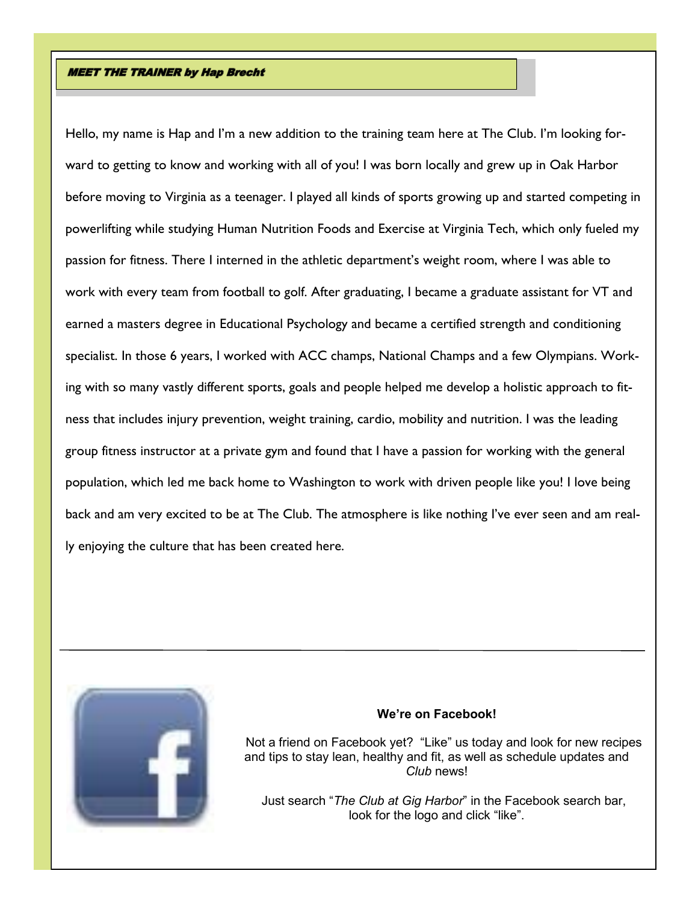## MEET THE TRAINER by Hap Brecht

Hello, my name is Hap and I'm a new addition to the training team here at The Club. I'm looking forward to getting to know and working with all of you! I was born locally and grew up in Oak Harbor before moving to Virginia as a teenager. I played all kinds of sports growing up and started competing in powerlifting while studying Human Nutrition Foods and Exercise at Virginia Tech, which only fueled my passion for fitness. There I interned in the athletic department's weight room, where I was able to work with every team from football to golf. After graduating, I became a graduate assistant for VT and earned a masters degree in Educational Psychology and became a certified strength and conditioning specialist. In those 6 years, I worked with ACC champs, National Champs and a few Olympians. Working with so many vastly different sports, goals and people helped me develop a holistic approach to fitness that includes injury prevention, weight training, cardio, mobility and nutrition. I was the leading group fitness instructor at a private gym and found that I have a passion for working with the general population, which led me back home to Washington to work with driven people like you! I love being back and am very excited to be at The Club. The atmosphere is like nothing I've ever seen and am really enjoying the culture that has been created here.

---

**We're on Facebook!**

Not a friend on Facebook yet? "Like" us today and look for new recipes and tips to stay lean, healthy and fit, as well as schedule updates and *Club* news!

Just search "*The Club at Gig Harbor*" in the Facebook search bar, look for the logo and click "like".